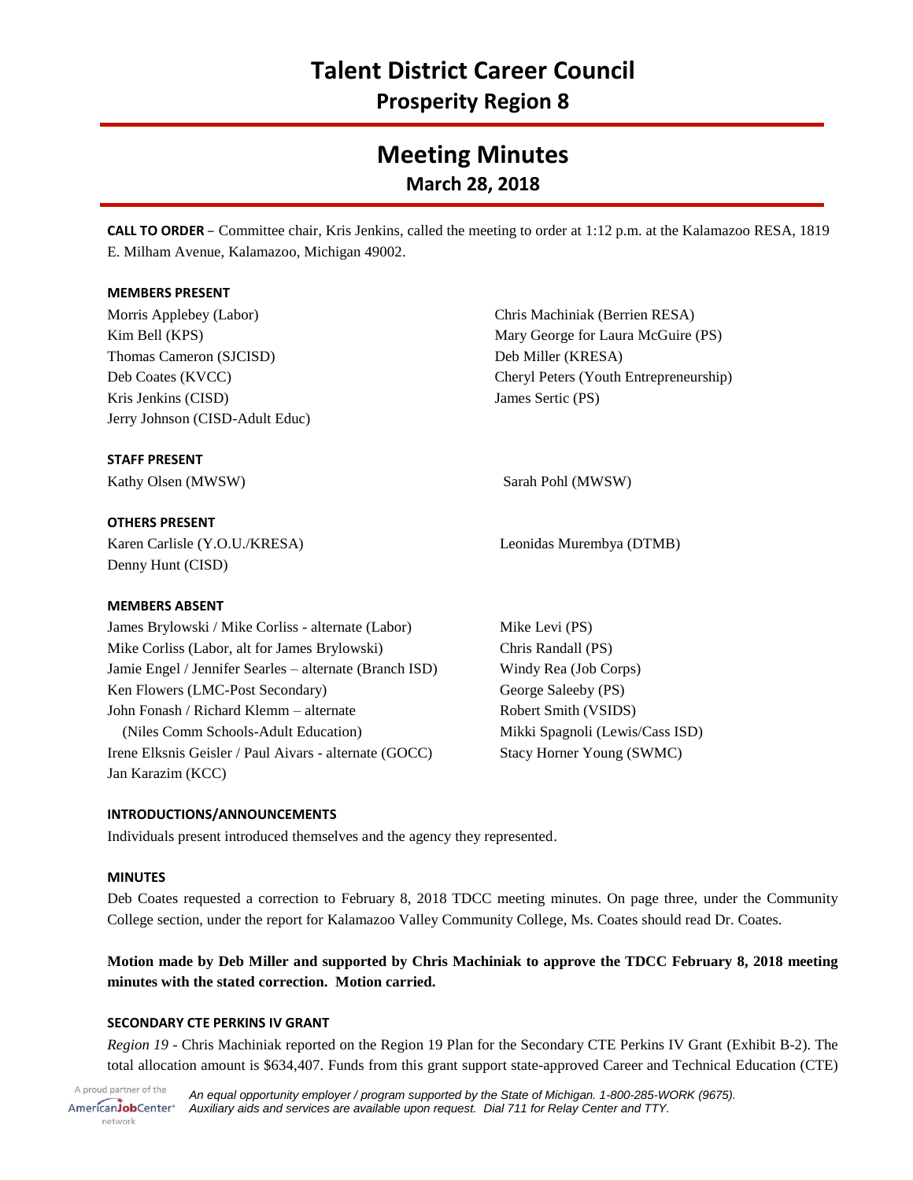# Talent District Career Council

## Prosperity Region 8

# Meeting Minutes

## March 28, 2018

**CALL TO ORDER** – Committee chair, Kris Jenkins, called the meeting to order at 1:12 p.m. at the Kalamazoo RESA, 1819 E. Milham Avenue, Kalamazoo, Michigan 49002.

#### MEMBERS PRESENT

Morris Applebey (Labor)
Kim Bell (KPS)
Thomas Cameron (SJCISD)
Deb Coates (KVCC)
Kris Jenkins (CISD)
Jerry Johnson (CISD-Adult Educ)
Chris Machiniak (Berrien RESA)
Mary George for Laura McGuire (PS)
Deb Miller (KRESA)
Cheryl Peters (Youth Entrepreneurship)
James Sertic (PS)

#### STAFF PRESENT

Kathy Olsen (MWSW)
Sarah Pohl (MWSW)

#### OTHERS PRESENT

Karen Carlisle (Y.O.U./KRESA)
Denny Hunt (CISD)
Leonidas Murembya (DTMB)

#### MEMBERS ABSENT

James Brylowski / Mike Corliss - alternate (Labor)
Mike Corliss (Labor, alt for James Brylowski)
Jamie Engel / Jennifer Searles – alternate (Branch ISD)
Ken Flowers (LMC-Post Secondary)
John Fonash / Richard Klemm – alternate
(Niles Comm Schools-Adult Education)
Irene Elksnis Geisler / Paul Aivars - alternate (GOCC)
Jan Karazim (KCC)
Mike Levi (PS)
Chris Randall (PS)
Windy Rea (Job Corps)
George Saleeby (PS)
Robert Smith (VSIDS)
Mikki Spagnoli (Lewis/Cass ISD)
Stacy Horner Young (SWMC)

#### INTRODUCTIONS/ANNOUNCEMENTS

Individuals present introduced themselves and the agency they represented.

#### MINUTES

Deb Coates requested a correction to February 8, 2018 TDCC meeting minutes. On page three, under the Community College section, under the report for Kalamazoo Valley Community College, Ms. Coates should read Dr. Coates.

**Motion made by Deb Miller and supported by Chris Machiniak to approve the TDCC February 8, 2018 meeting minutes with the stated correction. Motion carried.**

#### SECONDARY CTE PERKINS IV GRANT

*Region 19* - Chris Machiniak reported on the Region 19 Plan for the Secondary CTE Perkins IV Grant (Exhibit B-2). The total allocation amount is $634,407. Funds from this grant support state-approved Career and Technical Education (CTE)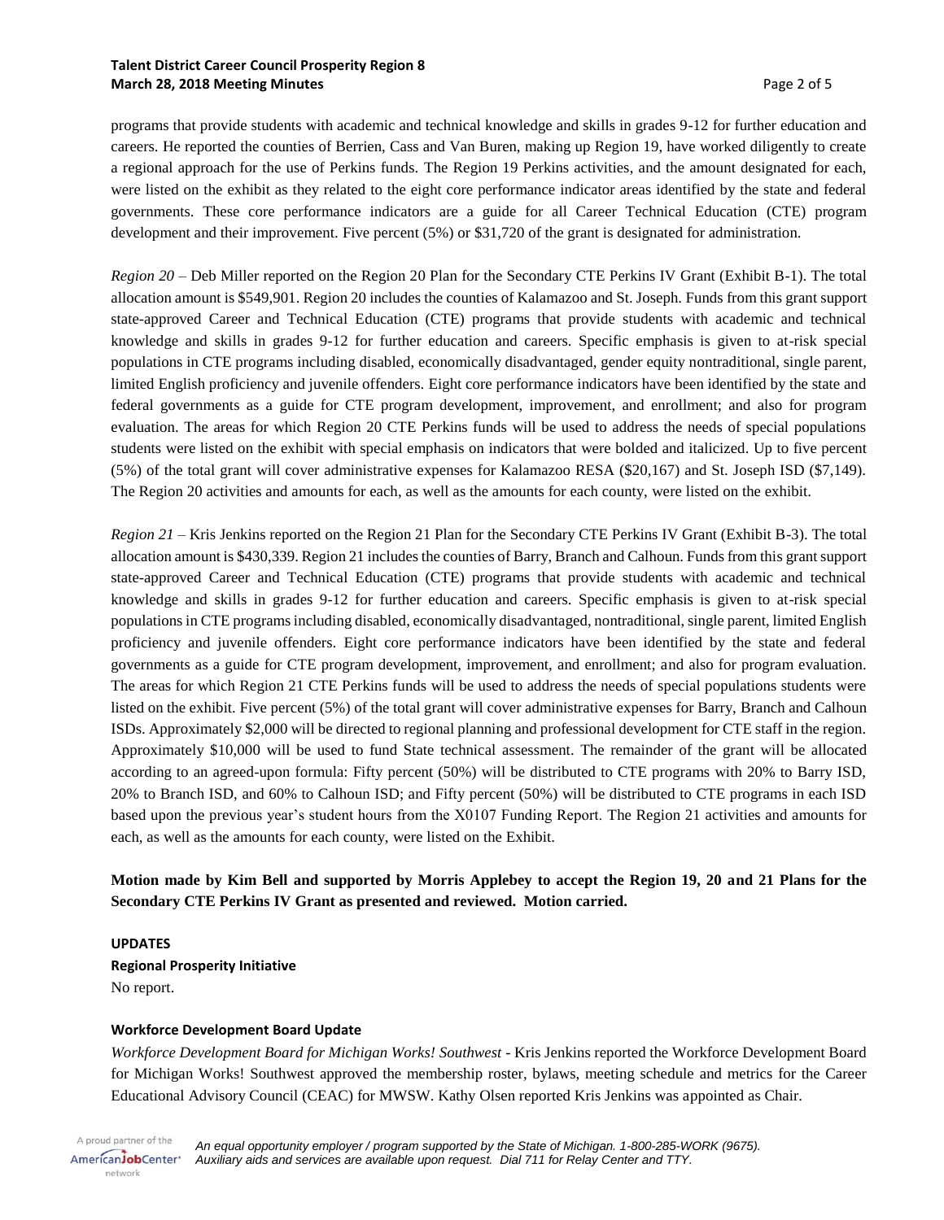programs that provide students with academic and technical knowledge and skills in grades 9-12 for further education and careers. He reported the counties of Berrien, Cass and Van Buren, making up Region 19, have worked diligently to create a regional approach for the use of Perkins funds. The Region 19 Perkins activities, and the amount designated for each, were listed on the exhibit as they related to the eight core performance indicator areas identified by the state and federal governments. These core performance indicators are a guide for all Career Technical Education (CTE) program development and their improvement. Five percent (5%) or $31,720 of the grant is designated for administration.

*Region 20* – Deb Miller reported on the Region 20 Plan for the Secondary CTE Perkins IV Grant (Exhibit B-1). The total allocation amount is $549,901. Region 20 includes the counties of Kalamazoo and St. Joseph. Funds from this grant support state-approved Career and Technical Education (CTE) programs that provide students with academic and technical knowledge and skills in grades 9-12 for further education and careers. Specific emphasis is given to at-risk special populations in CTE programs including disabled, economically disadvantaged, gender equity nontraditional, single parent, limited English proficiency and juvenile offenders. Eight core performance indicators have been identified by the state and federal governments as a guide for CTE program development, improvement, and enrollment; and also for program evaluation. The areas for which Region 20 CTE Perkins funds will be used to address the needs of special populations students were listed on the exhibit with special emphasis on indicators that were bolded and italicized. Up to five percent (5%) of the total grant will cover administrative expenses for Kalamazoo RESA ($20,167) and St. Joseph ISD ($7,149). The Region 20 activities and amounts for each, as well as the amounts for each county, were listed on the exhibit.

*Region 21* – Kris Jenkins reported on the Region 21 Plan for the Secondary CTE Perkins IV Grant (Exhibit B-3). The total allocation amount is $430,339. Region 21 includes the counties of Barry, Branch and Calhoun. Funds from this grant support state-approved Career and Technical Education (CTE) programs that provide students with academic and technical knowledge and skills in grades 9-12 for further education and careers. Specific emphasis is given to at-risk special populations in CTE programs including disabled, economically disadvantaged, nontraditional, single parent, limited English proficiency and juvenile offenders. Eight core performance indicators have been identified by the state and federal governments as a guide for CTE program development, improvement, and enrollment; and also for program evaluation. The areas for which Region 21 CTE Perkins funds will be used to address the needs of special populations students were listed on the exhibit. Five percent (5%) of the total grant will cover administrative expenses for Barry, Branch and Calhoun ISDs. Approximately $2,000 will be directed to regional planning and professional development for CTE staff in the region. Approximately $10,000 will be used to fund State technical assessment. The remainder of the grant will be allocated according to an agreed-upon formula: Fifty percent (50%) will be distributed to CTE programs with 20% to Barry ISD, 20% to Branch ISD, and 60% to Calhoun ISD; and Fifty percent (50%) will be distributed to CTE programs in each ISD based upon the previous year's student hours from the X0107 Funding Report. The Region 21 activities and amounts for each, as well as the amounts for each county, were listed on the Exhibit.

**Motion made by Kim Bell and supported by Morris Applebey to accept the Region 19, 20 and 21 Plans for the Secondary CTE Perkins IV Grant as presented and reviewed. Motion carried.**

**UPDATES**

**Regional Prosperity Initiative**

No report.

**Workforce Development Board Update**

*Workforce Development Board for Michigan Works! Southwest* - Kris Jenkins reported the Workforce Development Board for Michigan Works! Southwest approved the membership roster, bylaws, meeting schedule and metrics for the Career Educational Advisory Council (CEAC) for MWSW. Kathy Olsen reported Kris Jenkins was appointed as Chair.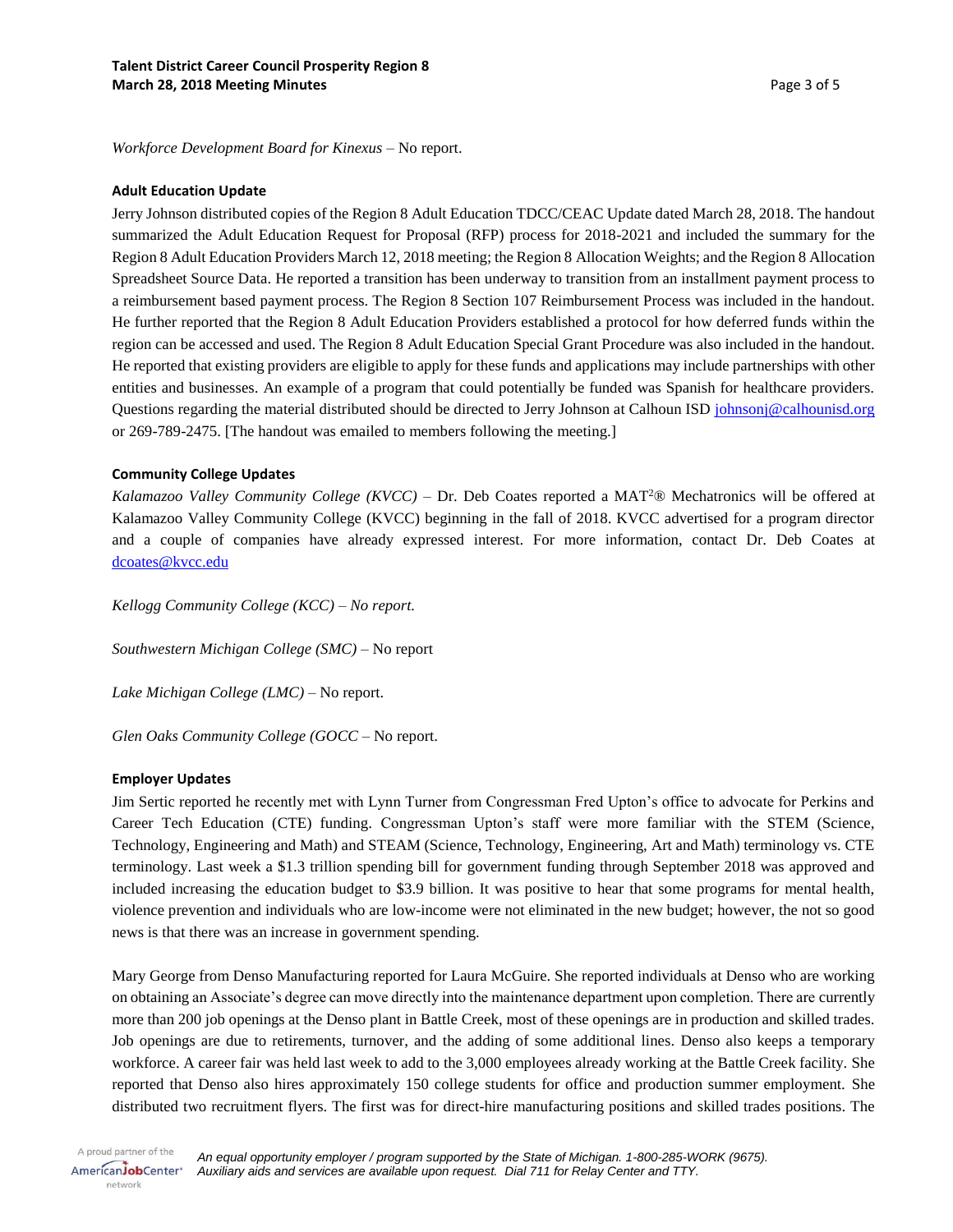*Workforce Development Board for Kinexus* – No report.

**Adult Education Update**

Jerry Johnson distributed copies of the Region 8 Adult Education TDCC/CEAC Update dated March 28, 2018. The handout summarized the Adult Education Request for Proposal (RFP) process for 2018-2021 and included the summary for the Region 8 Adult Education Providers March 12, 2018 meeting; the Region 8 Allocation Weights; and the Region 8 Allocation Spreadsheet Source Data. He reported a transition has been underway to transition from an installment payment process to a reimbursement based payment process. The Region 8 Section 107 Reimbursement Process was included in the handout. He further reported that the Region 8 Adult Education Providers established a protocol for how deferred funds within the region can be accessed and used. The Region 8 Adult Education Special Grant Procedure was also included in the handout. He reported that existing providers are eligible to apply for these funds and applications may include partnerships with other entities and businesses. An example of a program that could potentially be funded was Spanish for healthcare providers. Questions regarding the material distributed should be directed to Jerry Johnson at Calhoun ISD johnsonj@calhounisd.org or 269-789-2475. [The handout was emailed to members following the meeting.]

**Community College Updates**

*Kalamazoo Valley Community College (KVCC)* – Dr. Deb Coates reported a MAT²® Mechatronics will be offered at Kalamazoo Valley Community College (KVCC) beginning in the fall of 2018. KVCC advertised for a program director and a couple of companies have already expressed interest. For more information, contact Dr. Deb Coates at dcoates@kvcc.edu

*Kellogg Community College (KCC) – No report.*

*Southwestern Michigan College (SMC)* – No report

*Lake Michigan College (LMC)* – No report.

*Glen Oaks Community College (GOCC* – No report.

**Employer Updates**

Jim Sertic reported he recently met with Lynn Turner from Congressman Fred Upton's office to advocate for Perkins and Career Tech Education (CTE) funding. Congressman Upton's staff were more familiar with the STEM (Science, Technology, Engineering and Math) and STEAM (Science, Technology, Engineering, Art and Math) terminology vs. CTE terminology. Last week a $1.3 trillion spending bill for government funding through September 2018 was approved and included increasing the education budget to $3.9 billion. It was positive to hear that some programs for mental health, violence prevention and individuals who are low-income were not eliminated in the new budget; however, the not so good news is that there was an increase in government spending.

Mary George from Denso Manufacturing reported for Laura McGuire. She reported individuals at Denso who are working on obtaining an Associate's degree can move directly into the maintenance department upon completion. There are currently more than 200 job openings at the Denso plant in Battle Creek, most of these openings are in production and skilled trades. Job openings are due to retirements, turnover, and the adding of some additional lines. Denso also keeps a temporary workforce. A career fair was held last week to add to the 3,000 employees already working at the Battle Creek facility. She reported that Denso also hires approximately 150 college students for office and production summer employment. She distributed two recruitment flyers. The first was for direct-hire manufacturing positions and skilled trades positions. The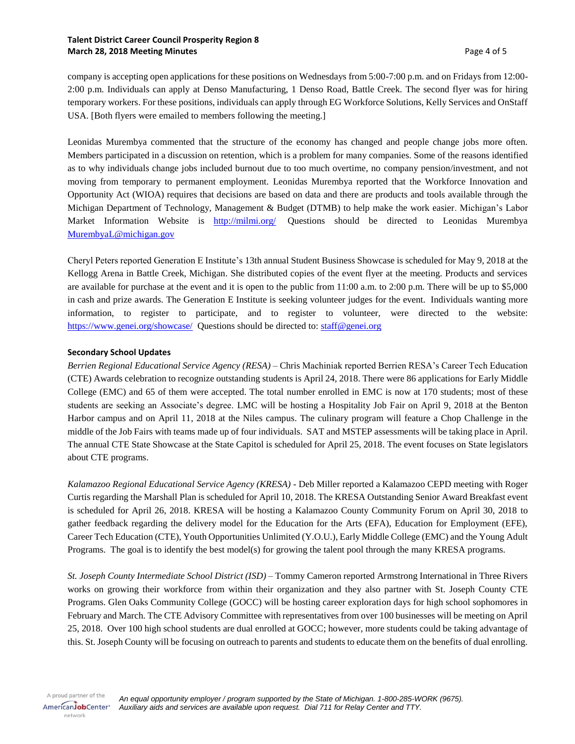company is accepting open applications for these positions on Wednesdays from 5:00-7:00 p.m. and on Fridays from 12:00-2:00 p.m. Individuals can apply at Denso Manufacturing, 1 Denso Road, Battle Creek. The second flyer was for hiring temporary workers. For these positions, individuals can apply through EG Workforce Solutions, Kelly Services and OnStaff USA. [Both flyers were emailed to members following the meeting.]

Leonidas Murembya commented that the structure of the economy has changed and people change jobs more often. Members participated in a discussion on retention, which is a problem for many companies. Some of the reasons identified as to why individuals change jobs included burnout due to too much overtime, no company pension/investment, and not moving from temporary to permanent employment. Leonidas Murembya reported that the Workforce Innovation and Opportunity Act (WIOA) requires that decisions are based on data and there are products and tools available through the Michigan Department of Technology, Management & Budget (DTMB) to help make the work easier. Michigan's Labor Market Information Website is http://milmi.org/ Questions should be directed to Leonidas Murembya MurembyaL@michigan.gov

Cheryl Peters reported Generation E Institute's 13th annual Student Business Showcase is scheduled for May 9, 2018 at the Kellogg Arena in Battle Creek, Michigan. She distributed copies of the event flyer at the meeting. Products and services are available for purchase at the event and it is open to the public from 11:00 a.m. to 2:00 p.m. There will be up to $5,000 in cash and prize awards. The Generation E Institute is seeking volunteer judges for the event. Individuals wanting more information, to register to participate, and to register to volunteer, were directed to the website: https://www.genei.org/showcase/ Questions should be directed to: staff@genei.org

**Secondary School Updates**

*Berrien Regional Educational Service Agency (RESA)* – Chris Machiniak reported Berrien RESA's Career Tech Education (CTE) Awards celebration to recognize outstanding students is April 24, 2018. There were 86 applications for Early Middle College (EMC) and 65 of them were accepted. The total number enrolled in EMC is now at 170 students; most of these students are seeking an Associate's degree. LMC will be hosting a Hospitality Job Fair on April 9, 2018 at the Benton Harbor campus and on April 11, 2018 at the Niles campus. The culinary program will feature a Chop Challenge in the middle of the Job Fairs with teams made up of four individuals. SAT and MSTEP assessments will be taking place in April. The annual CTE State Showcase at the State Capitol is scheduled for April 25, 2018. The event focuses on State legislators about CTE programs.

*Kalamazoo Regional Educational Service Agency (KRESA)* - Deb Miller reported a Kalamazoo CEPD meeting with Roger Curtis regarding the Marshall Plan is scheduled for April 10, 2018. The KRESA Outstanding Senior Award Breakfast event is scheduled for April 26, 2018. KRESA will be hosting a Kalamazoo County Community Forum on April 30, 2018 to gather feedback regarding the delivery model for the Education for the Arts (EFA), Education for Employment (EFE), Career Tech Education (CTE), Youth Opportunities Unlimited (Y.O.U.), Early Middle College (EMC) and the Young Adult Programs. The goal is to identify the best model(s) for growing the talent pool through the many KRESA programs.

*St. Joseph County Intermediate School District (ISD)* – Tommy Cameron reported Armstrong International in Three Rivers works on growing their workforce from within their organization and they also partner with St. Joseph County CTE Programs. Glen Oaks Community College (GOCC) will be hosting career exploration days for high school sophomores in February and March. The CTE Advisory Committee with representatives from over 100 businesses will be meeting on April 25, 2018. Over 100 high school students are dual enrolled at GOCC; however, more students could be taking advantage of this. St. Joseph County will be focusing on outreach to parents and students to educate them on the benefits of dual enrolling.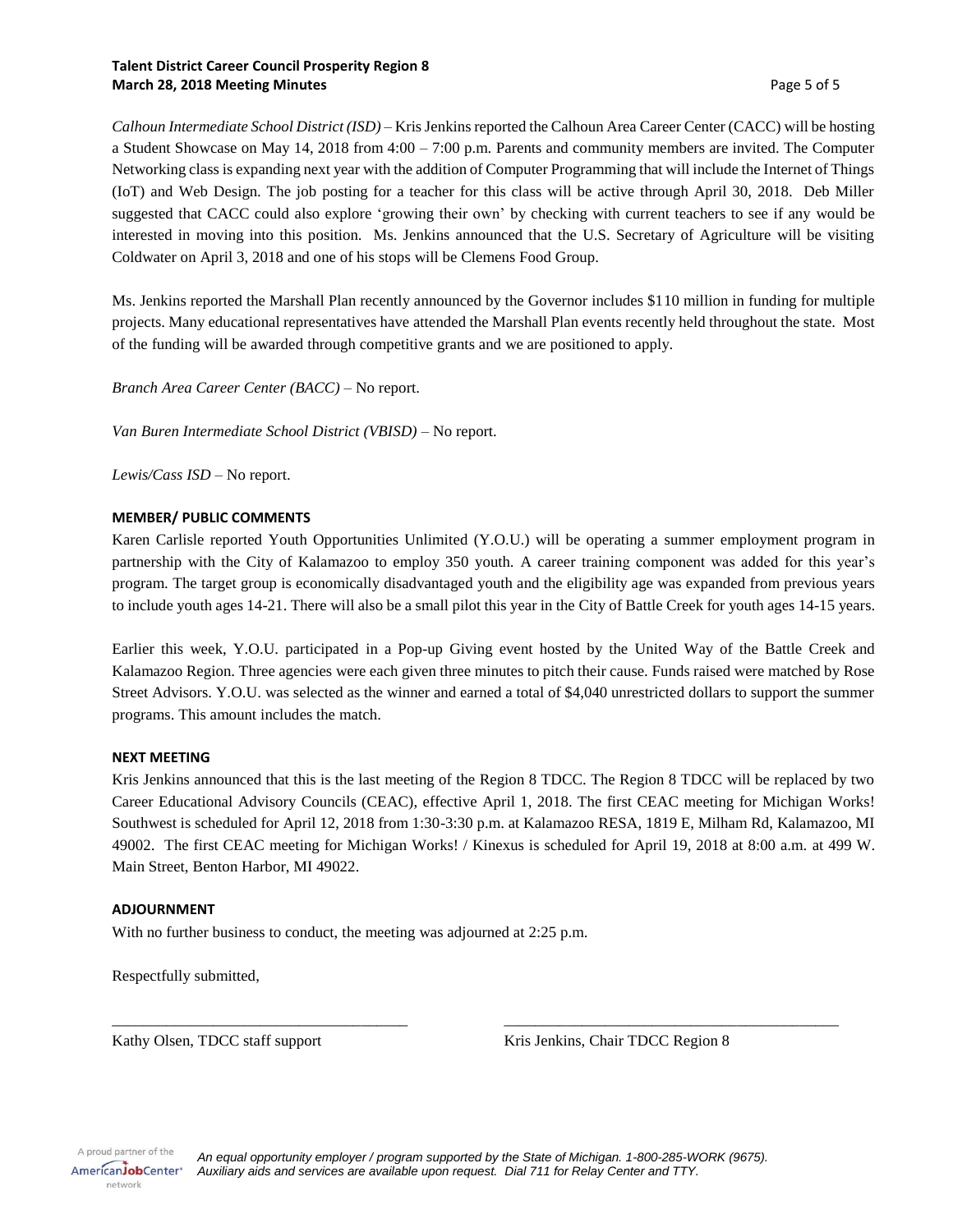*Calhoun Intermediate School District (ISD)* – Kris Jenkins reported the Calhoun Area Career Center (CACC) will be hosting a Student Showcase on May 14, 2018 from 4:00 – 7:00 p.m. Parents and community members are invited. The Computer Networking class is expanding next year with the addition of Computer Programming that will include the Internet of Things (IoT) and Web Design. The job posting for a teacher for this class will be active through April 30, 2018. Deb Miller suggested that CACC could also explore 'growing their own' by checking with current teachers to see if any would be interested in moving into this position. Ms. Jenkins announced that the U.S. Secretary of Agriculture will be visiting Coldwater on April 3, 2018 and one of his stops will be Clemens Food Group.

Ms. Jenkins reported the Marshall Plan recently announced by the Governor includes $110 million in funding for multiple projects. Many educational representatives have attended the Marshall Plan events recently held throughout the state. Most of the funding will be awarded through competitive grants and we are positioned to apply.

*Branch Area Career Center (BACC)* – No report.

*Van Buren Intermediate School District (VBISD)* – No report.

*Lewis/Cass ISD* – No report.

**MEMBER/ PUBLIC COMMENTS**

Karen Carlisle reported Youth Opportunities Unlimited (Y.O.U.) will be operating a summer employment program in partnership with the City of Kalamazoo to employ 350 youth. A career training component was added for this year's program. The target group is economically disadvantaged youth and the eligibility age was expanded from previous years to include youth ages 14-21. There will also be a small pilot this year in the City of Battle Creek for youth ages 14-15 years.

Earlier this week, Y.O.U. participated in a Pop-up Giving event hosted by the United Way of the Battle Creek and Kalamazoo Region. Three agencies were each given three minutes to pitch their cause. Funds raised were matched by Rose Street Advisors. Y.O.U. was selected as the winner and earned a total of $4,040 unrestricted dollars to support the summer programs. This amount includes the match.

**NEXT MEETING**

Kris Jenkins announced that this is the last meeting of the Region 8 TDCC. The Region 8 TDCC will be replaced by two Career Educational Advisory Councils (CEAC), effective April 1, 2018. The first CEAC meeting for Michigan Works! Southwest is scheduled for April 12, 2018 from 1:30-3:30 p.m. at Kalamazoo RESA, 1819 E, Milham Rd, Kalamazoo, MI 49002. The first CEAC meeting for Michigan Works! / Kinexus is scheduled for April 19, 2018 at 8:00 a.m. at 499 W. Main Street, Benton Harbor, MI 49022.

**ADJOURNMENT**

With no further business to conduct, the meeting was adjourned at 2:25 p.m.

Respectfully submitted,

Kathy Olsen, TDCC staff support

Kris Jenkins, Chair TDCC Region 8

A proud partner of the AmericanJobCenter network

*An equal opportunity employer / program supported by the State of Michigan. 1-800-285-WORK (9675). Auxiliary aids and services are available upon request. Dial 711 for Relay Center and TTY.*